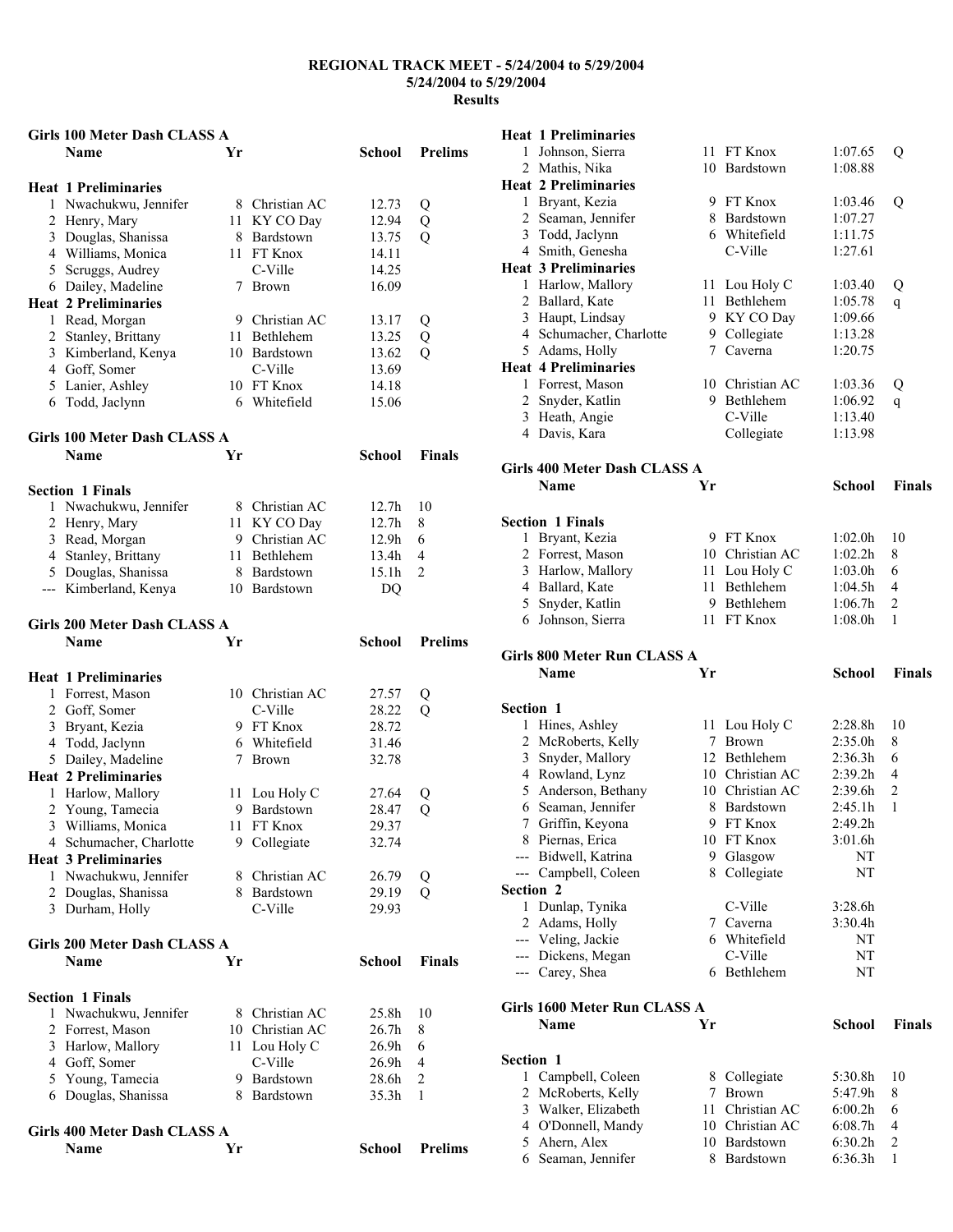# REGIONAL TRACK MEET - 5/24/2004 to 5/29/2004
## 5/24/2004 to 5/29/2004
## Results

### Girls 100 Meter Dash CLASS A

| | Name | Yr | School | Prelims | |
|---|---|---|---|---|---|
| **Heat 1 Preliminaries** | | | | | |
| 1 | Nwachukwu, Jennifer | 8 | Christian AC | 12.73 | Q |
| 2 | Henry, Mary | 11 | KY CO Day | 12.94 | Q |
| 3 | Douglas, Shanissa | 8 | Bardstown | 13.75 | Q |
| 4 | Williams, Monica | 11 | FT Knox | 14.11 | |
| 5 | Scruggs, Audrey | | C-Ville | 14.25 | |
| 6 | Dailey, Madeline | 7 | Brown | 16.09 | |
| **Heat 2 Preliminaries** | | | | | |
| 1 | Read, Morgan | 9 | Christian AC | 13.17 | Q |
| 2 | Stanley, Brittany | 11 | Bethlehem | 13.25 | Q |
| 3 | Kimberland, Kenya | 10 | Bardstown | 13.62 | Q |
| 4 | Goff, Somer | | C-Ville | 13.69 | |
| 5 | Lanier, Ashley | 10 | FT Knox | 14.18 | |
| 6 | Todd, Jaclynn | 6 | Whitefield | 15.06 | |

### Girls 100 Meter Dash CLASS A

| | Name | Yr | School | Finals | |
|---|---|---|---|---|---|
| **Section 1 Finals** | | | | | |
| 1 | Nwachukwu, Jennifer | 8 | Christian AC | 12.7h | 10 |
| 2 | Henry, Mary | 11 | KY CO Day | 12.7h | 8 |
| 3 | Read, Morgan | 9 | Christian AC | 12.9h | 6 |
| 4 | Stanley, Brittany | 11 | Bethlehem | 13.4h | 4 |
| 5 | Douglas, Shanissa | 8 | Bardstown | 15.1h | 2 |
| --- | Kimberland, Kenya | 10 | Bardstown | DQ | |

### Girls 200 Meter Dash CLASS A

| | Name | Yr | School | Prelims | |
|---|---|---|---|---|---|
| **Heat 1 Preliminaries** | | | | | |
| 1 | Forrest, Mason | 10 | Christian AC | 27.57 | Q |
| 2 | Goff, Somer | | C-Ville | 28.22 | Q |
| 3 | Bryant, Kezia | 9 | FT Knox | 28.72 | |
| 4 | Todd, Jaclynn | 6 | Whitefield | 31.46 | |
| 5 | Dailey, Madeline | 7 | Brown | 32.78 | |
| **Heat 2 Preliminaries** | | | | | |
| 1 | Harlow, Mallory | 11 | Lou Holy C | 27.64 | Q |
| 2 | Young, Tamecia | 9 | Bardstown | 28.47 | Q |
| 3 | Williams, Monica | 11 | FT Knox | 29.37 | |
| 4 | Schumacher, Charlotte | 9 | Collegiate | 32.74 | |
| **Heat 3 Preliminaries** | | | | | |
| 1 | Nwachukwu, Jennifer | 8 | Christian AC | 26.79 | Q |
| 2 | Douglas, Shanissa | 8 | Bardstown | 29.19 | Q |
| 3 | Durham, Holly | | C-Ville | 29.93 | |

### Girls 200 Meter Dash CLASS A

| | Name | Yr | School | Finals | |
|---|---|---|---|---|---|
| **Section 1 Finals** | | | | | |
| 1 | Nwachukwu, Jennifer | 8 | Christian AC | 25.8h | 10 |
| 2 | Forrest, Mason | 10 | Christian AC | 26.7h | 8 |
| 3 | Harlow, Mallory | 11 | Lou Holy C | 26.9h | 6 |
| 4 | Goff, Somer | | C-Ville | 26.9h | 4 |
| 5 | Young, Tamecia | 9 | Bardstown | 28.6h | 2 |
| 6 | Douglas, Shanissa | 8 | Bardstown | 35.3h | 1 |

### Girls 400 Meter Dash CLASS A

| | Name | Yr | School | Prelims | |
|---|---|---|---|---|---|
| **Heat 1 Preliminaries** | | | | | |
| 1 | Johnson, Sierra | 11 | FT Knox | 1:07.65 | Q |
| 2 | Mathis, Nika | 10 | Bardstown | 1:08.88 | |
| **Heat 2 Preliminaries** | | | | | |
| 1 | Bryant, Kezia | 9 | FT Knox | 1:03.46 | Q |
| 2 | Seaman, Jennifer | 8 | Bardstown | 1:07.27 | |
| 3 | Todd, Jaclynn | 6 | Whitefield | 1:11.75 | |
| 4 | Smith, Genesha | | C-Ville | 1:27.61 | |
| **Heat 3 Preliminaries** | | | | | |
| 1 | Harlow, Mallory | 11 | Lou Holy C | 1:03.40 | Q |
| 2 | Ballard, Kate | 11 | Bethlehem | 1:05.78 | q |
| 3 | Haupt, Lindsay | 9 | KY CO Day | 1:09.66 | |
| 4 | Schumacher, Charlotte | 9 | Collegiate | 1:13.28 | |
| 5 | Adams, Holly | 7 | Caverna | 1:20.75 | |
| **Heat 4 Preliminaries** | | | | | |
| 1 | Forrest, Mason | 10 | Christian AC | 1:03.36 | Q |
| 2 | Snyder, Katlin | 9 | Bethlehem | 1:06.92 | q |
| 3 | Heath, Angie | | C-Ville | 1:13.40 | |
| 4 | Davis, Kara | | Collegiate | 1:13.98 | |

### Girls 400 Meter Dash CLASS A

| | Name | Yr | School | Finals | |
|---|---|---|---|---|---|
| **Section 1 Finals** | | | | | |
| 1 | Bryant, Kezia | 9 | FT Knox | 1:02.0h | 10 |
| 2 | Forrest, Mason | 10 | Christian AC | 1:02.2h | 8 |
| 3 | Harlow, Mallory | 11 | Lou Holy C | 1:03.0h | 6 |
| 4 | Ballard, Kate | 11 | Bethlehem | 1:04.5h | 4 |
| 5 | Snyder, Katlin | 9 | Bethlehem | 1:06.7h | 2 |
| 6 | Johnson, Sierra | 11 | FT Knox | 1:08.0h | 1 |

### Girls 800 Meter Run CLASS A

| | Name | Yr | School | Finals | |
|---|---|---|---|---|---|
| **Section 1** | | | | | |
| 1 | Hines, Ashley | 11 | Lou Holy C | 2:28.8h | 10 |
| 2 | McRoberts, Kelly | 7 | Brown | 2:35.0h | 8 |
| 3 | Snyder, Mallory | 12 | Bethlehem | 2:36.3h | 6 |
| 4 | Rowland, Lynz | 10 | Christian AC | 2:39.2h | 4 |
| 5 | Anderson, Bethany | 10 | Christian AC | 2:39.6h | 2 |
| 6 | Seaman, Jennifer | 8 | Bardstown | 2:45.1h | 1 |
| 7 | Griffin, Keyona | 9 | FT Knox | 2:49.2h | |
| 8 | Piernas, Erica | 10 | FT Knox | 3:01.6h | |
| --- | Bidwell, Katrina | 9 | Glasgow | NT | |
| --- | Campbell, Coleen | 8 | Collegiate | NT | |
| **Section 2** | | | | | |
| 1 | Dunlap, Tynika | | C-Ville | 3:28.6h | |
| 2 | Adams, Holly | 7 | Caverna | 3:30.4h | |
| --- | Veling, Jackie | 6 | Whitefield | NT | |
| --- | Dickens, Megan | | C-Ville | NT | |
| --- | Carey, Shea | 6 | Bethlehem | NT | |

### Girls 1600 Meter Run CLASS A

| | Name | Yr | School | Finals | |
|---|---|---|---|---|---|
| **Section 1** | | | | | |
| 1 | Campbell, Coleen | 8 | Collegiate | 5:30.8h | 10 |
| 2 | McRoberts, Kelly | 7 | Brown | 5:47.9h | 8 |
| 3 | Walker, Elizabeth | 11 | Christian AC | 6:00.2h | 6 |
| 4 | O'Donnell, Mandy | 10 | Christian AC | 6:08.7h | 4 |
| 5 | Ahern, Alex | 10 | Bardstown | 6:30.2h | 2 |
| 6 | Seaman, Jennifer | 8 | Bardstown | 6:36.3h | 1 |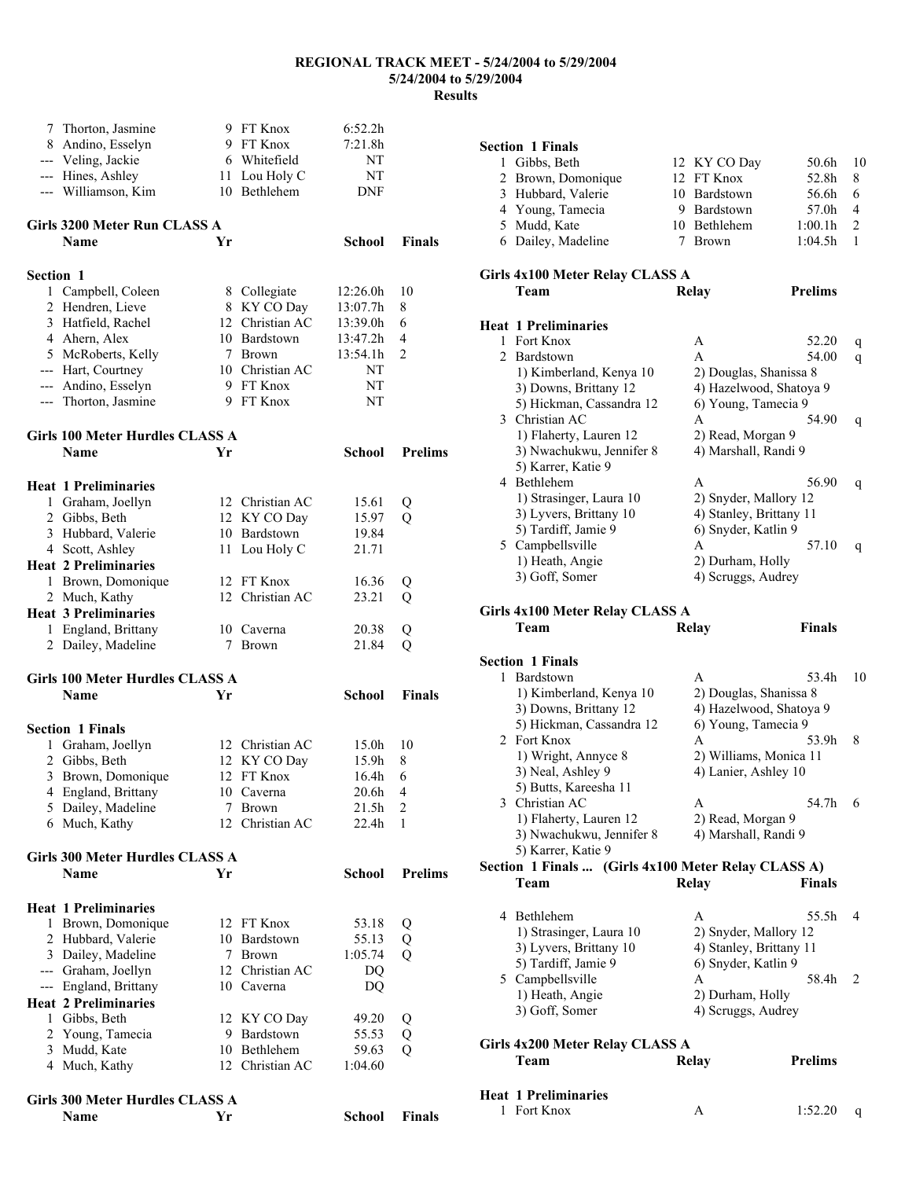**REGIONAL TRACK MEET - 5/24/2004 to 5/29/2004**
**5/24/2004 to 5/29/2004**
**Results**

| | | | | | |
|---|---|---|---|---|---|
| 7 | Thorton, Jasmine | 9 | FT Knox | 6:52.2h | |
| 8 | Andino, Esselyn | 9 | FT Knox | 7:21.8h | |
| --- | Veling, Jackie | 6 | Whitefield | NT | |
| --- | Hines, Ashley | 11 | Lou Holy C | NT | |
| --- | Williamson, Kim | 10 | Bethlehem | DNF | |

**Girls 3200 Meter Run CLASS A**

| | Name | Yr | School | Finals | |
|---|---|---|---|---|---|
| **Section 1** | | | | | |
| 1 | Campbell, Coleen | 8 | Collegiate | 12:26.0h | 10 |
| 2 | Hendren, Lieve | 8 | KY CO Day | 13:07.7h | 8 |
| 3 | Hatfield, Rachel | 12 | Christian AC | 13:39.0h | 6 |
| 4 | Ahern, Alex | 10 | Bardstown | 13:47.2h | 4 |
| 5 | McRoberts, Kelly | 7 | Brown | 13:54.1h | 2 |
| --- | Hart, Courtney | 10 | Christian AC | NT | |
| --- | Andino, Esselyn | 9 | FT Knox | NT | |
| --- | Thorton, Jasmine | 9 | FT Knox | NT | |

**Girls 100 Meter Hurdles CLASS A**

| | Name | Yr | School | Prelims | |
|---|---|---|---|---|---|
| **Heat 1 Preliminaries** | | | | | |
| 1 | Graham, Joellyn | 12 | Christian AC | 15.61 | Q |
| 2 | Gibbs, Beth | 12 | KY CO Day | 15.97 | Q |
| 3 | Hubbard, Valerie | 10 | Bardstown | 19.84 | |
| 4 | Scott, Ashley | 11 | Lou Holy C | 21.71 | |
| **Heat 2 Preliminaries** | | | | | |
| 1 | Brown, Domonique | 12 | FT Knox | 16.36 | Q |
| 2 | Much, Kathy | 12 | Christian AC | 23.21 | Q |
| **Heat 3 Preliminaries** | | | | | |
| 1 | England, Brittany | 10 | Caverna | 20.38 | Q |
| 2 | Dailey, Madeline | 7 | Brown | 21.84 | Q |

**Girls 100 Meter Hurdles CLASS A**

| | Name | Yr | School | Finals | |
|---|---|---|---|---|---|
| **Section 1 Finals** | | | | | |
| 1 | Graham, Joellyn | 12 | Christian AC | 15.0h | 10 |
| 2 | Gibbs, Beth | 12 | KY CO Day | 15.9h | 8 |
| 3 | Brown, Domonique | 12 | FT Knox | 16.4h | 6 |
| 4 | England, Brittany | 10 | Caverna | 20.6h | 4 |
| 5 | Dailey, Madeline | 7 | Brown | 21.5h | 2 |
| 6 | Much, Kathy | 12 | Christian AC | 22.4h | 1 |

**Girls 300 Meter Hurdles CLASS A**

| | Name | Yr | School | Prelims | |
|---|---|---|---|---|---|
| **Heat 1 Preliminaries** | | | | | |
| 1 | Brown, Domonique | 12 | FT Knox | 53.18 | Q |
| 2 | Hubbard, Valerie | 10 | Bardstown | 55.13 | Q |
| 3 | Dailey, Madeline | 7 | Brown | 1:05.74 | Q |
| --- | Graham, Joellyn | 12 | Christian AC | DQ | |
| --- | England, Brittany | 10 | Caverna | DQ | |
| **Heat 2 Preliminaries** | | | | | |
| 1 | Gibbs, Beth | 12 | KY CO Day | 49.20 | Q |
| 2 | Young, Tamecia | 9 | Bardstown | 55.53 | Q |
| 3 | Mudd, Kate | 10 | Bethlehem | 59.63 | Q |
| 4 | Much, Kathy | 12 | Christian AC | 1:04.60 | |

**Girls 300 Meter Hurdles CLASS A**

| | Name | Yr | School | Finals | |
|---|---|---|---|---|---|
| **Section 1 Finals** | | | | | |
| 1 | Gibbs, Beth | 12 | KY CO Day | 50.6h | 10 |
| 2 | Brown, Domonique | 12 | FT Knox | 52.8h | 8 |
| 3 | Hubbard, Valerie | 10 | Bardstown | 56.6h | 6 |
| 4 | Young, Tamecia | 9 | Bardstown | 57.0h | 4 |
| 5 | Mudd, Kate | 10 | Bethlehem | 1:00.1h | 2 |
| 6 | Dailey, Madeline | 7 | Brown | 1:04.5h | 1 |

**Girls 4x100 Meter Relay CLASS A**

| | Team | Relay | Prelims | |
|---|---|---|---|---|
| **Heat 1 Preliminaries** | | | | |
| 1 | Fort Knox | A | 52.20 | q |
| 2 | Bardstown | A | 54.00 | q |
| | 1) Kimberland, Kenya 10 | 2) Douglas, Shanissa 8 | | |
| | 3) Downs, Brittany 12 | 4) Hazelwood, Shatoya 9 | | |
| | 5) Hickman, Cassandra 12 | 6) Young, Tamecia 9 | | |
| 3 | Christian AC | A | 54.90 | q |
| | 1) Flaherty, Lauren 12 | 2) Read, Morgan 9 | | |
| | 3) Nwachukwu, Jennifer 8 | 4) Marshall, Randi 9 | | |
| | 5) Karrer, Katie 9 | | | |
| 4 | Bethlehem | A | 56.90 | q |
| | 1) Strasinger, Laura 10 | 2) Snyder, Mallory 12 | | |
| | 3) Lyvers, Brittany 10 | 4) Stanley, Brittany 11 | | |
| | 5) Tardiff, Jamie 9 | 6) Snyder, Katlin 9 | | |
| 5 | Campbellsville | A | 57.10 | q |
| | 1) Heath, Angie | 2) Durham, Holly | | |
| | 3) Goff, Somer | 4) Scruggs, Audrey | | |

**Girls 4x100 Meter Relay CLASS A**

| | Team | Relay | Finals | |
|---|---|---|---|---|
| **Section 1 Finals** | | | | |
| 1 | Bardstown | A | 53.4h | 10 |
| | 1) Kimberland, Kenya 10 | 2) Douglas, Shanissa 8 | | |
| | 3) Downs, Brittany 12 | 4) Hazelwood, Shatoya 9 | | |
| | 5) Hickman, Cassandra 12 | 6) Young, Tamecia 9 | | |
| 2 | Fort Knox | A | 53.9h | 8 |
| | 1) Wright, Annyce 8 | 2) Williams, Monica 11 | | |
| | 3) Neal, Ashley 9 | 4) Lanier, Ashley 10 | | |
| | 5) Butts, Kareesha 11 | | | |
| 3 | Christian AC | A | 54.7h | 6 |
| | 1) Flaherty, Lauren 12 | 2) Read, Morgan 9 | | |
| | 3) Nwachukwu, Jennifer 8 | 4) Marshall, Randi 9 | | |
| | 5) Karrer, Katie 9 | | | |
| 4 | Bethlehem | A | 55.5h | 4 |
| | 1) Strasinger, Laura 10 | 2) Snyder, Mallory 12 | | |
| | 3) Lyvers, Brittany 10 | 4) Stanley, Brittany 11 | | |
| | 5) Tardiff, Jamie 9 | 6) Snyder, Katlin 9 | | |
| 5 | Campbellsville | A | 58.4h | 2 |
| | 1) Heath, Angie | 2) Durham, Holly | | |
| | 3) Goff, Somer | 4) Scruggs, Audrey | | |

**Girls 4x200 Meter Relay CLASS A**

| | Team | Relay | Prelims | |
|---|---|---|---|---|
| **Heat 1 Preliminaries** | | | | |
| 1 | Fort Knox | A | 1:52.20 | q |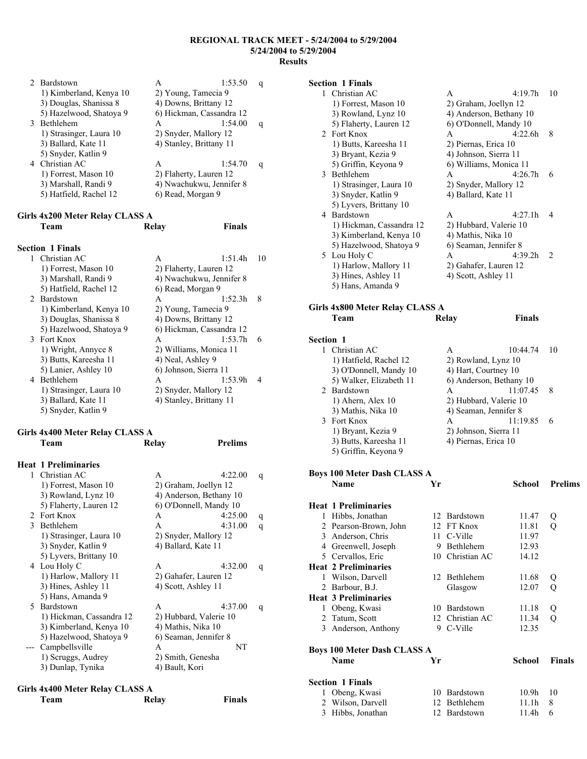**REGIONAL TRACK MEET - 5/24/2004 to 5/29/2004**
**5/24/2004 to 5/29/2004**
**Results**

```
  2 Bardstown                    A                 1:53.50   q
     1) Kimberland, Kenya 10        2) Young, Tamecia 9
     3) Douglas, Shanissa 8         4) Downs, Brittany 12
     5) Hazelwood, Shatoya 9        6) Hickman, Cassandra 12
  3 Bethlehem                    A                 1:54.00   q
     1) Strasinger, Laura 10        2) Snyder, Mallory 12
     3) Ballard, Kate 11            4) Stanley, Brittany 11
     5) Snyder, Katlin 9
  4 Christian AC                 A                 1:54.70   q
     1) Forrest, Mason 10           2) Flaherty, Lauren 12
     3) Marshall, Randi 9           4) Nwachukwu, Jennifer 8
     5) Hatfield, Rachel 12         6) Read, Morgan 9
```

**Girls 4x200 Meter Relay CLASS A**

```
    Team                          Relay               Finals

Section  1 Finals
  1 Christian AC                 A                 1:51.4h   10
     1) Forrest, Mason 10           2) Flaherty, Lauren 12
     3) Marshall, Randi 9           4) Nwachukwu, Jennifer 8
     5) Hatfield, Rachel 12         6) Read, Morgan 9
  2 Bardstown                    A                 1:52.3h   8
     1) Kimberland, Kenya 10        2) Young, Tamecia 9
     3) Douglas, Shanissa 8         4) Downs, Brittany 12
     5) Hazelwood, Shatoya 9        6) Hickman, Cassandra 12
  3 Fort Knox                    A                 1:53.7h   6
     1) Wright, Annyce 8            2) Williams, Monica 11
     3) Butts, Kareesha 11          4) Neal, Ashley 9
     5) Lanier, Ashley 10           6) Johnson, Sierra 11
  4 Bethlehem                    A                 1:53.9h   4
     1) Strasinger, Laura 10        2) Snyder, Mallory 12
     3) Ballard, Kate 11            4) Stanley, Brittany 11
     5) Snyder, Katlin 9
```

**Girls 4x400 Meter Relay CLASS A**

```
    Team                          Relay               Prelims

Heat  1 Preliminaries
  1 Christian AC                 A                 4:22.00   q
     1) Forrest, Mason 10           2) Graham, Joellyn 12
     3) Rowland, Lynz 10            4) Anderson, Bethany 10
     5) Flaherty, Lauren 12         6) O'Donnell, Mandy 10
  2 Fort Knox                    A                 4:25.00   q
  3 Bethlehem                    A                 4:31.00   q
     1) Strasinger, Laura 10        2) Snyder, Mallory 12
     3) Snyder, Katlin 9            4) Ballard, Kate 11
     5) Lyvers, Brittany 10
  4 Lou Holy C                   A                 4:32.00   q
     1) Harlow, Mallory 11          2) Gahafer, Lauren 12
     3) Hines, Ashley 11            4) Scott, Ashley 11
     5) Hans, Amanda 9
  5 Bardstown                    A                 4:37.00   q
     1) Hickman, Cassandra 12       2) Hubbard, Valerie 10
     3) Kimberland, Kenya 10        4) Mathis, Nika 10
     5) Hazelwood, Shatoya 9        6) Seaman, Jennifer 8
 --- Campbellsville              A                      NT
     1) Scruggs, Audrey             2) Smith, Genesha
     3) Dunlap, Tynika              4) Bault, Kori
```

**Girls 4x400 Meter Relay CLASS A**

```
    Team                          Relay               Finals

Section  1 Finals
  1 Christian AC                 A                 4:19.7h   10
     1) Forrest, Mason 10           2) Graham, Joellyn 12
     3) Rowland, Lynz 10            4) Anderson, Bethany 10
     5) Flaherty, Lauren 12         6) O'Donnell, Mandy 10
  2 Fort Knox                    A                 4:22.6h   8
     1) Butts, Kareesha 11          2) Piernas, Erica 10
     3) Bryant, Kezia 9             4) Johnson, Sierra 11
     5) Griffin, Keyona 9           6) Williams, Monica 11
  3 Bethlehem                    A                 4:26.7h   6
     1) Strasinger, Laura 10        2) Snyder, Mallory 12
     3) Snyder, Katlin 9            4) Ballard, Kate 11
     5) Lyvers, Brittany 10
  4 Bardstown                    A                 4:27.1h   4
     1) Hickman, Cassandra 12       2) Hubbard, Valerie 10
     3) Kimberland, Kenya 10        4) Mathis, Nika 10
     5) Hazelwood, Shatoya 9        6) Seaman, Jennifer 8
  5 Lou Holy C                   A                 4:39.2h   2
     1) Harlow, Mallory 11          2) Gahafer, Lauren 12
     3) Hines, Ashley 11            4) Scott, Ashley 11
     5) Hans, Amanda 9
```

**Girls 4x800 Meter Relay CLASS A**

```
    Team                          Relay               Finals

Section  1
  1 Christian AC                 A                10:44.74   10
     1) Hatfield, Rachel 12         2) Rowland, Lynz 10
     3) O'Donnell, Mandy 10         4) Hart, Courtney 10
     5) Walker, Elizabeth 11        6) Anderson, Bethany 10
  2 Bardstown                    A                11:07.45   8
     1) Ahern, Alex 10              2) Hubbard, Valerie 10
     3) Mathis, Nika 10             4) Seaman, Jennifer 8
  3 Fort Knox                    A                11:19.85   6
     1) Bryant, Kezia 9             2) Johnson, Sierra 11
     3) Butts, Kareesha 11          4) Piernas, Erica 10
     5) Griffin, Keyona 9
```

**Boys 100 Meter Dash CLASS A**

```
    Name                    Yr                    School      Prelims

Heat  1 Preliminaries
  1 Hibbs, Jonathan         12 Bardstown            11.47   Q
  2 Pearson-Brown, John     12 FT Knox              11.81   Q
  3 Anderson, Chris         11 C-Ville              11.97
  4 Greenwell, Joseph        9 Bethlehem            12.93
  5 Cervallos, Eric         10 Christian AC         14.12
Heat  2 Preliminaries
  1 Wilson, Darvell         12 Bethlehem            11.68   Q
  2 Barbour, B.J.              Glasgow              12.07   Q
Heat  3 Preliminaries
  1 Obeng, Kwasi            10 Bardstown            11.18   Q
  2 Tatum, Scott            12 Christian AC         11.34   Q
  3 Anderson, Anthony        9 C-Ville              12.35
```

**Boys 100 Meter Dash CLASS A**

```
    Name                    Yr                    School       Finals

Section  1 Finals
  1 Obeng, Kwasi            10 Bardstown            10.9h   10
  2 Wilson, Darvell         12 Bethlehem            11.1h   8
  3 Hibbs, Jonathan         12 Bardstown            11.4h   6
```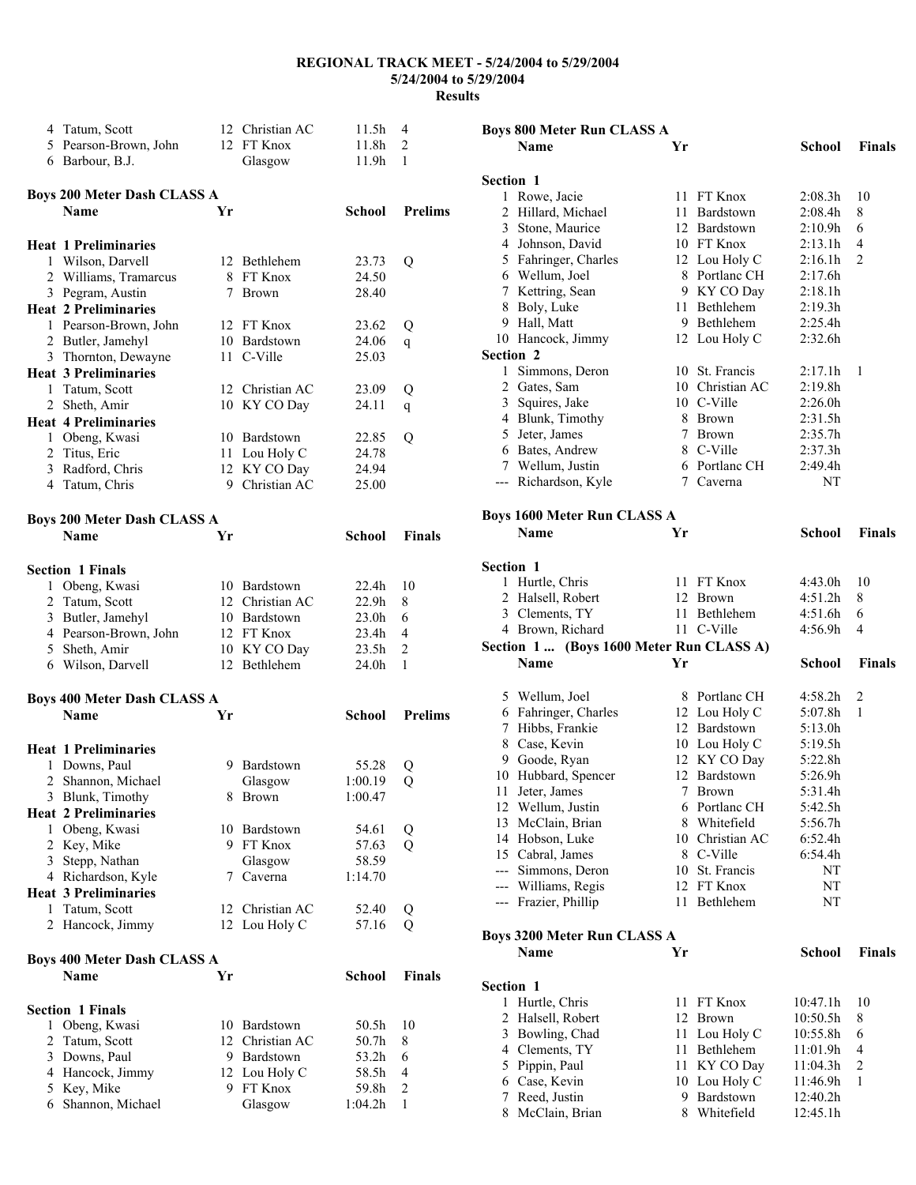# REGIONAL TRACK MEET - 5/24/2004 to 5/29/2004

**5/24/2004 to 5/29/2004**

**Results**

| | Name | Yr | School | Finals | Points |
|---|---|---|---|---|---|
| 4 | Tatum, Scott | 12 | Christian AC | 11.5h | 4 |
| 5 | Pearson-Brown, John | 12 | FT Knox | 11.8h | 2 |
| 6 | Barbour, B.J. | | Glasgow | 11.9h | 1 |

### Boys 200 Meter Dash CLASS A

| | Name | Yr | School | Prelims | |
|---|---|---|---|---|---|
| **Heat 1 Preliminaries** | | | | | |
| 1 | Wilson, Darvell | 12 | Bethlehem | 23.73 | Q |
| 2 | Williams, Tramarcus | 8 | FT Knox | 24.50 | |
| 3 | Pegram, Austin | 7 | Brown | 28.40 | |
| **Heat 2 Preliminaries** | | | | | |
| 1 | Pearson-Brown, John | 12 | FT Knox | 23.62 | Q |
| 2 | Butler, Jamehyl | 10 | Bardstown | 24.06 | q |
| 3 | Thornton, Dewayne | 11 | C-Ville | 25.03 | |
| **Heat 3 Preliminaries** | | | | | |
| 1 | Tatum, Scott | 12 | Christian AC | 23.09 | Q |
| 2 | Sheth, Amir | 10 | KY CO Day | 24.11 | q |
| **Heat 4 Preliminaries** | | | | | |
| 1 | Obeng, Kwasi | 10 | Bardstown | 22.85 | Q |
| 2 | Titus, Eric | 11 | Lou Holy C | 24.78 | |
| 3 | Radford, Chris | 12 | KY CO Day | 24.94 | |
| 4 | Tatum, Chris | 9 | Christian AC | 25.00 | |

### Boys 200 Meter Dash CLASS A

| | Name | Yr | School | Finals | |
|---|---|---|---|---|---|
| **Section 1 Finals** | | | | | |
| 1 | Obeng, Kwasi | 10 | Bardstown | 22.4h | 10 |
| 2 | Tatum, Scott | 12 | Christian AC | 22.9h | 8 |
| 3 | Butler, Jamehyl | 10 | Bardstown | 23.0h | 6 |
| 4 | Pearson-Brown, John | 12 | FT Knox | 23.4h | 4 |
| 5 | Sheth, Amir | 10 | KY CO Day | 23.5h | 2 |
| 6 | Wilson, Darvell | 12 | Bethlehem | 24.0h | 1 |

### Boys 400 Meter Dash CLASS A

| | Name | Yr | School | Prelims | |
|---|---|---|---|---|---|
| **Heat 1 Preliminaries** | | | | | |
| 1 | Downs, Paul | 9 | Bardstown | 55.28 | Q |
| 2 | Shannon, Michael | | Glasgow | 1:00.19 | Q |
| 3 | Blunk, Timothy | 8 | Brown | 1:00.47 | |
| **Heat 2 Preliminaries** | | | | | |
| 1 | Obeng, Kwasi | 10 | Bardstown | 54.61 | Q |
| 2 | Key, Mike | 9 | FT Knox | 57.63 | Q |
| 3 | Stepp, Nathan | | Glasgow | 58.59 | |
| 4 | Richardson, Kyle | 7 | Caverna | 1:14.70 | |
| **Heat 3 Preliminaries** | | | | | |
| 1 | Tatum, Scott | 12 | Christian AC | 52.40 | Q |
| 2 | Hancock, Jimmy | 12 | Lou Holy C | 57.16 | Q |

### Boys 400 Meter Dash CLASS A

| | Name | Yr | School | Finals | |
|---|---|---|---|---|---|
| **Section 1 Finals** | | | | | |
| 1 | Obeng, Kwasi | 10 | Bardstown | 50.5h | 10 |
| 2 | Tatum, Scott | 12 | Christian AC | 50.7h | 8 |
| 3 | Downs, Paul | 9 | Bardstown | 53.2h | 6 |
| 4 | Hancock, Jimmy | 12 | Lou Holy C | 58.5h | 4 |
| 5 | Key, Mike | 9 | FT Knox | 59.8h | 2 |
| 6 | Shannon, Michael | | Glasgow | 1:04.2h | 1 |

### Boys 800 Meter Run CLASS A

| | Name | Yr | School | Finals | |
|---|---|---|---|---|---|
| **Section 1** | | | | | |
| 1 | Rowe, Jacie | 11 | FT Knox | 2:08.3h | 10 |
| 2 | Hillard, Michael | 11 | Bardstown | 2:08.4h | 8 |
| 3 | Stone, Maurice | 12 | Bardstown | 2:10.9h | 6 |
| 4 | Johnson, David | 10 | FT Knox | 2:13.1h | 4 |
| 5 | Fahringer, Charles | 12 | Lou Holy C | 2:16.1h | 2 |
| 6 | Wellum, Joel | 8 | Portlanc CH | 2:17.6h | |
| 7 | Kettring, Sean | 9 | KY CO Day | 2:18.1h | |
| 8 | Boly, Luke | 11 | Bethlehem | 2:19.3h | |
| 9 | Hall, Matt | 9 | Bethlehem | 2:25.4h | |
| 10 | Hancock, Jimmy | 12 | Lou Holy C | 2:32.6h | |
| **Section 2** | | | | | |
| 1 | Simmons, Deron | 10 | St. Francis | 2:17.1h | 1 |
| 2 | Gates, Sam | 10 | Christian AC | 2:19.8h | |
| 3 | Squires, Jake | 10 | C-Ville | 2:26.0h | |
| 4 | Blunk, Timothy | 8 | Brown | 2:31.5h | |
| 5 | Jeter, James | 7 | Brown | 2:35.7h | |
| 6 | Bates, Andrew | 8 | C-Ville | 2:37.3h | |
| 7 | Wellum, Justin | 6 | Portlanc CH | 2:49.4h | |
| --- | Richardson, Kyle | 7 | Caverna | NT | |

### Boys 1600 Meter Run CLASS A

| | Name | Yr | School | Finals | |
|---|---|---|---|---|---|
| **Section 1** | | | | | |
| 1 | Hurtle, Chris | 11 | FT Knox | 4:43.0h | 10 |
| 2 | Halsell, Robert | 12 | Brown | 4:51.2h | 8 |
| 3 | Clements, TY | 11 | Bethlehem | 4:51.6h | 6 |
| 4 | Brown, Richard | 11 | C-Ville | 4:56.9h | 4 |
| 5 | Wellum, Joel | 8 | Portlanc CH | 4:58.2h | 2 |
| 6 | Fahringer, Charles | 12 | Lou Holy C | 5:07.8h | 1 |
| 7 | Hibbs, Frankie | 12 | Bardstown | 5:13.0h | |
| 8 | Case, Kevin | 10 | Lou Holy C | 5:19.5h | |
| 9 | Goode, Ryan | 12 | KY CO Day | 5:22.8h | |
| 10 | Hubbard, Spencer | 12 | Bardstown | 5:26.9h | |
| 11 | Jeter, James | 7 | Brown | 5:31.4h | |
| 12 | Wellum, Justin | 6 | Portlanc CH | 5:42.5h | |
| 13 | McClain, Brian | 8 | Whitefield | 5:56.7h | |
| 14 | Hobson, Luke | 10 | Christian AC | 6:52.4h | |
| 15 | Cabral, James | 8 | C-Ville | 6:54.4h | |
| --- | Simmons, Deron | 10 | St. Francis | NT | |
| --- | Williams, Regis | 12 | FT Knox | NT | |
| --- | Frazier, Phillip | 11 | Bethlehem | NT | |

### Boys 3200 Meter Run CLASS A

| | Name | Yr | School | Finals | |
|---|---|---|---|---|---|
| **Section 1** | | | | | |
| 1 | Hurtle, Chris | 11 | FT Knox | 10:47.1h | 10 |
| 2 | Halsell, Robert | 12 | Brown | 10:50.5h | 8 |
| 3 | Bowling, Chad | 11 | Lou Holy C | 10:55.8h | 6 |
| 4 | Clements, TY | 11 | Bethlehem | 11:01.9h | 4 |
| 5 | Pippin, Paul | 11 | KY CO Day | 11:04.3h | 2 |
| 6 | Case, Kevin | 10 | Lou Holy C | 11:46.9h | 1 |
| 7 | Reed, Justin | 9 | Bardstown | 12:40.2h | |
| 8 | McClain, Brian | 8 | Whitefield | 12:45.1h | |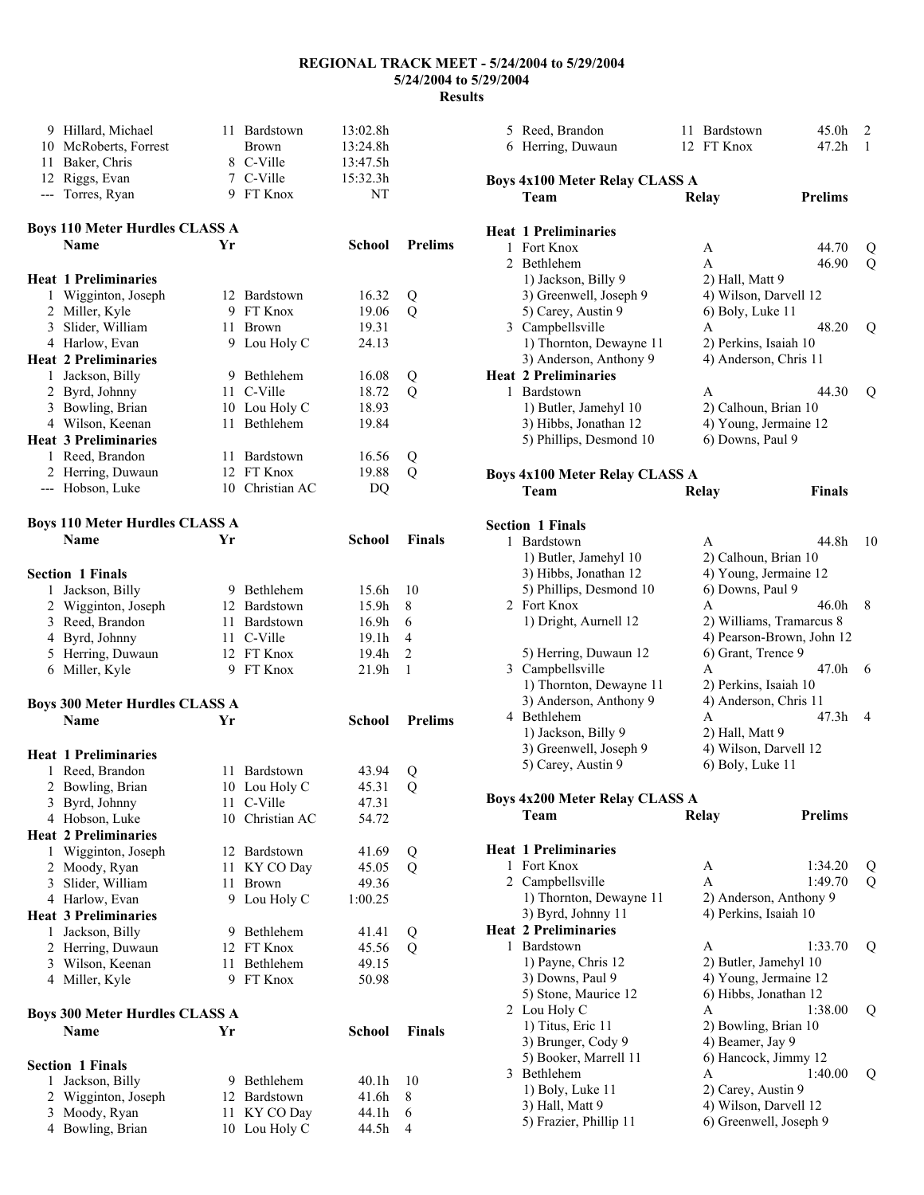# REGIONAL TRACK MEET - 5/24/2004 to 5/29/2004

**5/24/2004 to 5/29/2004**

**Results**

| | Name | Yr | School | Time |
|---|---|---|---|---|
| 9 | Hillard, Michael | 11 | Bardstown | 13:02.8h |
| 10 | McRoberts, Forrest | | Brown | 13:24.8h |
| 11 | Baker, Chris | 8 | C-Ville | 13:47.5h |
| 12 | Riggs, Evan | 7 | C-Ville | 15:32.3h |
| --- | Torres, Ryan | 9 | FT Knox | NT |

## Boys 110 Meter Hurdles CLASS A

| | Name | Yr | School | Prelims | |
|---|---|---|---|---|---|
| **Heat 1 Preliminaries** | | | | | |
| 1 | Wigginton, Joseph | 12 | Bardstown | 16.32 | Q |
| 2 | Miller, Kyle | 9 | FT Knox | 19.06 | Q |
| 3 | Slider, William | 11 | Brown | 19.31 | |
| 4 | Harlow, Evan | 9 | Lou Holy C | 24.13 | |
| **Heat 2 Preliminaries** | | | | | |
| 1 | Jackson, Billy | 9 | Bethlehem | 16.08 | Q |
| 2 | Byrd, Johnny | 11 | C-Ville | 18.72 | Q |
| 3 | Bowling, Brian | 10 | Lou Holy C | 18.93 | |
| 4 | Wilson, Keenan | 11 | Bethlehem | 19.84 | |
| **Heat 3 Preliminaries** | | | | | |
| 1 | Reed, Brandon | 11 | Bardstown | 16.56 | Q |
| 2 | Herring, Duwaun | 12 | FT Knox | 19.88 | Q |
| --- | Hobson, Luke | 10 | Christian AC | DQ | |

## Boys 110 Meter Hurdles CLASS A

| | Name | Yr | School | Finals | |
|---|---|---|---|---|---|
| **Section 1 Finals** | | | | | |
| 1 | Jackson, Billy | 9 | Bethlehem | 15.6h | 10 |
| 2 | Wigginton, Joseph | 12 | Bardstown | 15.9h | 8 |
| 3 | Reed, Brandon | 11 | Bardstown | 16.9h | 6 |
| 4 | Byrd, Johnny | 11 | C-Ville | 19.1h | 4 |
| 5 | Herring, Duwaun | 12 | FT Knox | 19.4h | 2 |
| 6 | Miller, Kyle | 9 | FT Knox | 21.9h | 1 |

## Boys 300 Meter Hurdles CLASS A

| | Name | Yr | School | Prelims | |
|---|---|---|---|---|---|
| **Heat 1 Preliminaries** | | | | | |
| 1 | Reed, Brandon | 11 | Bardstown | 43.94 | Q |
| 2 | Bowling, Brian | 10 | Lou Holy C | 45.31 | Q |
| 3 | Byrd, Johnny | 11 | C-Ville | 47.31 | |
| 4 | Hobson, Luke | 10 | Christian AC | 54.72 | |
| **Heat 2 Preliminaries** | | | | | |
| 1 | Wigginton, Joseph | 12 | Bardstown | 41.69 | Q |
| 2 | Moody, Ryan | 11 | KY CO Day | 45.05 | Q |
| 3 | Slider, William | 11 | Brown | 49.36 | |
| 4 | Harlow, Evan | 9 | Lou Holy C | 1:00.25 | |
| **Heat 3 Preliminaries** | | | | | |
| 1 | Jackson, Billy | 9 | Bethlehem | 41.41 | Q |
| 2 | Herring, Duwaun | 12 | FT Knox | 45.56 | Q |
| 3 | Wilson, Keenan | 11 | Bethlehem | 49.15 | |
| 4 | Miller, Kyle | 9 | FT Knox | 50.98 | |

## Boys 300 Meter Hurdles CLASS A

| | Name | Yr | School | Finals | |
|---|---|---|---|---|---|
| **Section 1 Finals** | | | | | |
| 1 | Jackson, Billy | 9 | Bethlehem | 40.1h | 10 |
| 2 | Wigginton, Joseph | 12 | Bardstown | 41.6h | 8 |
| 3 | Moody, Ryan | 11 | KY CO Day | 44.1h | 6 |
| 4 | Bowling, Brian | 10 | Lou Holy C | 44.5h | 4 |
| 5 | Reed, Brandon | 11 | Bardstown | 45.0h | 2 |
| 6 | Herring, Duwaun | 12 | FT Knox | 47.2h | 1 |

## Boys 4x100 Meter Relay CLASS A

| | Team | Relay | Prelims | |
|---|---|---|---|---|
| **Heat 1 Preliminaries** | | | | |
| 1 | Fort Knox | A | 44.70 | Q |
| 2 | Bethlehem | A | 46.90 | Q |
| | 1) Jackson, Billy 9 | 2) Hall, Matt 9 | | |
| | 3) Greenwell, Joseph 9 | 4) Wilson, Darvell 12 | | |
| | 5) Carey, Austin 9 | 6) Boly, Luke 11 | | |
| 3 | Campbellsville | A | 48.20 | Q |
| | 1) Thornton, Dewayne 11 | 2) Perkins, Isaiah 10 | | |
| | 3) Anderson, Anthony 9 | 4) Anderson, Chris 11 | | |
| **Heat 2 Preliminaries** | | | | |
| 1 | Bardstown | A | 44.30 | Q |
| | 1) Butler, Jamehyl 10 | 2) Calhoun, Brian 10 | | |
| | 3) Hibbs, Jonathan 12 | 4) Young, Jermaine 12 | | |
| | 5) Phillips, Desmond 10 | 6) Downs, Paul 9 | | |

## Boys 4x100 Meter Relay CLASS A

| | Team | Relay | Finals | |
|---|---|---|---|---|
| **Section 1 Finals** | | | | |
| 1 | Bardstown | A | 44.8h | 10 |
| | 1) Butler, Jamehyl 10 | 2) Calhoun, Brian 10 | | |
| | 3) Hibbs, Jonathan 12 | 4) Young, Jermaine 12 | | |
| | 5) Phillips, Desmond 10 | 6) Downs, Paul 9 | | |
| 2 | Fort Knox | A | 46.0h | 8 |
| | 1) Dright, Aurnell 12 | 2) Williams, Tramarcus 8 | | |
| | | 4) Pearson-Brown, John 12 | | |
| | 5) Herring, Duwaun 12 | 6) Grant, Trence 9 | | |
| 3 | Campbellsville | A | 47.0h | 6 |
| | 1) Thornton, Dewayne 11 | 2) Perkins, Isaiah 10 | | |
| | 3) Anderson, Anthony 9 | 4) Anderson, Chris 11 | | |
| 4 | Bethlehem | A | 47.3h | 4 |
| | 1) Jackson, Billy 9 | 2) Hall, Matt 9 | | |
| | 3) Greenwell, Joseph 9 | 4) Wilson, Darvell 12 | | |
| | 5) Carey, Austin 9 | 6) Boly, Luke 11 | | |

## Boys 4x200 Meter Relay CLASS A

| | Team | Relay | Prelims | |
|---|---|---|---|---|
| **Heat 1 Preliminaries** | | | | |
| 1 | Fort Knox | A | 1:34.20 | Q |
| 2 | Campbellsville | A | 1:49.70 | Q |
| | 1) Thornton, Dewayne 11 | 2) Anderson, Anthony 9 | | |
| | 3) Byrd, Johnny 11 | 4) Perkins, Isaiah 10 | | |
| **Heat 2 Preliminaries** | | | | |
| 1 | Bardstown | A | 1:33.70 | Q |
| | 1) Payne, Chris 12 | 2) Butler, Jamehyl 10 | | |
| | 3) Downs, Paul 9 | 4) Young, Jermaine 12 | | |
| | 5) Stone, Maurice 12 | 6) Hibbs, Jonathan 12 | | |
| 2 | Lou Holy C | A | 1:38.00 | Q |
| | 1) Titus, Eric 11 | 2) Bowling, Brian 10 | | |
| | 3) Brunger, Cody 9 | 4) Beamer, Jay 9 | | |
| | 5) Booker, Marrell 11 | 6) Hancock, Jimmy 12 | | |
| 3 | Bethlehem | A | 1:40.00 | Q |
| | 1) Boly, Luke 11 | 2) Carey, Austin 9 | | |
| | 3) Hall, Matt 9 | 4) Wilson, Darvell 12 | | |
| | 5) Frazier, Phillip 11 | 6) Greenwell, Joseph 9 | | |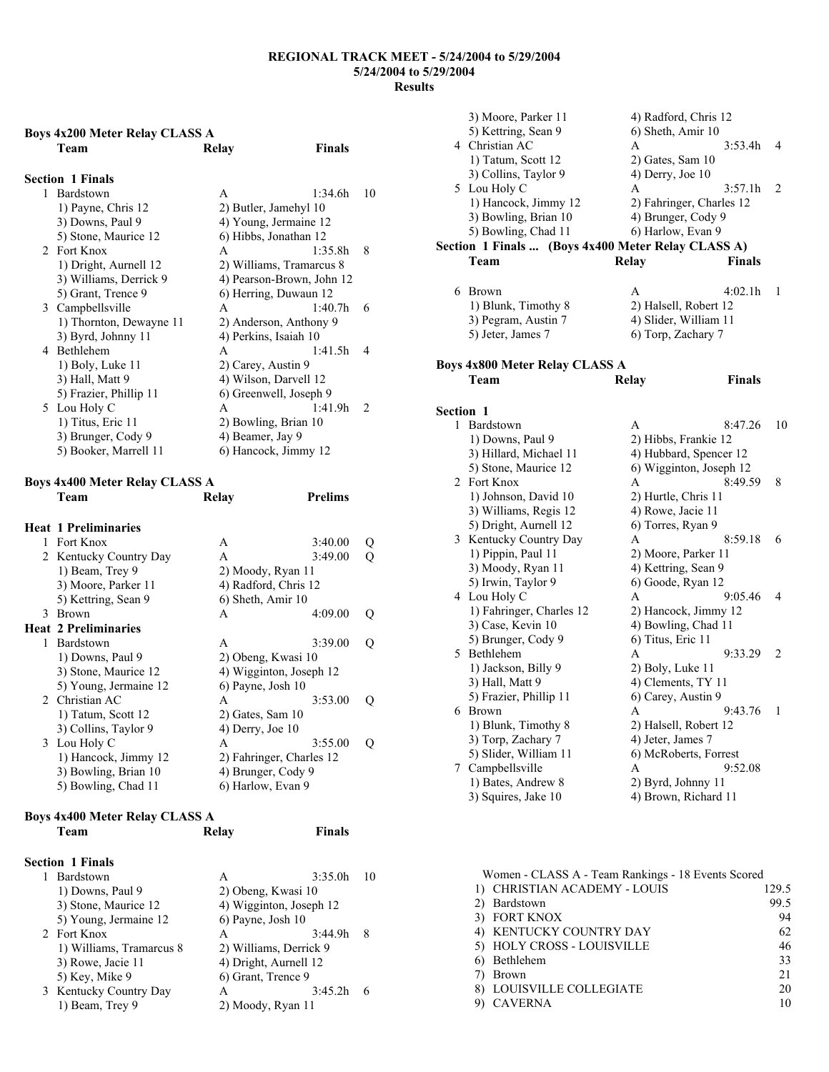**REGIONAL TRACK MEET - 5/24/2004 to 5/29/2004**
**5/24/2004 to 5/29/2004**
**Results**

## Boys 4x200 Meter Relay CLASS A

| | Team | Relay | Finals | |
|---|---|---|---|---|
| **Section 1 Finals** | | | | |
| 1 | Bardstown | A | 1:34.6h | 10 |
| | 1) Payne, Chris 12 | 2) Butler, Jamehyl 10 | | |
| | 3) Downs, Paul 9 | 4) Young, Jermaine 12 | | |
| | 5) Stone, Maurice 12 | 6) Hibbs, Jonathan 12 | | |
| 2 | Fort Knox | A | 1:35.8h | 8 |
| | 1) Dright, Aurnell 12 | 2) Williams, Tramarcus 8 | | |
| | 3) Williams, Derrick 9 | 4) Pearson-Brown, John 12 | | |
| | 5) Grant, Trence 9 | 6) Herring, Duwaun 12 | | |
| 3 | Campbellsville | A | 1:40.7h | 6 |
| | 1) Thornton, Dewayne 11 | 2) Anderson, Anthony 9 | | |
| | 3) Byrd, Johnny 11 | 4) Perkins, Isaiah 10 | | |
| 4 | Bethlehem | A | 1:41.5h | 4 |
| | 1) Boly, Luke 11 | 2) Carey, Austin 9 | | |
| | 3) Hall, Matt 9 | 4) Wilson, Darvell 12 | | |
| | 5) Frazier, Phillip 11 | 6) Greenwell, Joseph 9 | | |
| 5 | Lou Holy C | A | 1:41.9h | 2 |
| | 1) Titus, Eric 11 | 2) Bowling, Brian 10 | | |
| | 3) Brunger, Cody 9 | 4) Beamer, Jay 9 | | |
| | 5) Booker, Marrell 11 | 6) Hancock, Jimmy 12 | | |

## Boys 4x400 Meter Relay CLASS A

| | Team | Relay | Prelims | |
|---|---|---|---|---|
| **Heat 1 Preliminaries** | | | | |
| 1 | Fort Knox | A | 3:40.00 | Q |
| 2 | Kentucky Country Day | A | 3:49.00 | Q |
| | 1) Beam, Trey 9 | 2) Moody, Ryan 11 | | |
| | 3) Moore, Parker 11 | 4) Radford, Chris 12 | | |
| | 5) Kettring, Sean 9 | 6) Sheth, Amir 10 | | |
| 3 | Brown | A | 4:09.00 | Q |
| **Heat 2 Preliminaries** | | | | |
| 1 | Bardstown | A | 3:39.00 | Q |
| | 1) Downs, Paul 9 | 2) Obeng, Kwasi 10 | | |
| | 3) Stone, Maurice 12 | 4) Wigginton, Joseph 12 | | |
| | 5) Young, Jermaine 12 | 6) Payne, Josh 10 | | |
| 2 | Christian AC | A | 3:53.00 | Q |
| | 1) Tatum, Scott 12 | 2) Gates, Sam 10 | | |
| | 3) Collins, Taylor 9 | 4) Derry, Joe 10 | | |
| 3 | Lou Holy C | A | 3:55.00 | Q |
| | 1) Hancock, Jimmy 12 | 2) Fahringer, Charles 12 | | |
| | 3) Bowling, Brian 10 | 4) Brunger, Cody 9 | | |
| | 5) Bowling, Chad 11 | 6) Harlow, Evan 9 | | |

## Boys 4x400 Meter Relay CLASS A

| | Team | Relay | Finals | |
|---|---|---|---|---|
| **Section 1 Finals** | | | | |
| 1 | Bardstown | A | 3:35.0h | 10 |
| | 1) Downs, Paul 9 | 2) Obeng, Kwasi 10 | | |
| | 3) Stone, Maurice 12 | 4) Wigginton, Joseph 12 | | |
| | 5) Young, Jermaine 12 | 6) Payne, Josh 10 | | |
| 2 | Fort Knox | A | 3:44.9h | 8 |
| | 1) Williams, Tramarcus 8 | 2) Williams, Derrick 9 | | |
| | 3) Rowe, Jacie 11 | 4) Dright, Aurnell 12 | | |
| | 5) Key, Mike 9 | 6) Grant, Trence 9 | | |
| 3 | Kentucky Country Day | A | 3:45.2h | 6 |
| | 1) Beam, Trey 9 | 2) Moody, Ryan 11 | | |
| | 3) Moore, Parker 11 | 4) Radford, Chris 12 | | |
| | 5) Kettring, Sean 9 | 6) Sheth, Amir 10 | | |
| 4 | Christian AC | A | 3:53.4h | 4 |
| | 1) Tatum, Scott 12 | 2) Gates, Sam 10 | | |
| | 3) Collins, Taylor 9 | 4) Derry, Joe 10 | | |
| 5 | Lou Holy C | A | 3:57.1h | 2 |
| | 1) Hancock, Jimmy 12 | 2) Fahringer, Charles 12 | | |
| | 3) Bowling, Brian 10 | 4) Brunger, Cody 9 | | |
| | 5) Bowling, Chad 11 | 6) Harlow, Evan 9 | | |
| 6 | Brown | A | 4:02.1h | 1 |
| | 1) Blunk, Timothy 8 | 2) Halsell, Robert 12 | | |
| | 3) Pegram, Austin 7 | 4) Slider, William 11 | | |
| | 5) Jeter, James 7 | 6) Torp, Zachary 7 | | |

## Boys 4x800 Meter Relay CLASS A

| | Team | Relay | Finals | |
|---|---|---|---|---|
| **Section 1** | | | | |
| 1 | Bardstown | A | 8:47.26 | 10 |
| | 1) Downs, Paul 9 | 2) Hibbs, Frankie 12 | | |
| | 3) Hillard, Michael 11 | 4) Hubbard, Spencer 12 | | |
| | 5) Stone, Maurice 12 | 6) Wigginton, Joseph 12 | | |
| 2 | Fort Knox | A | 8:49.59 | 8 |
| | 1) Johnson, David 10 | 2) Hurtle, Chris 11 | | |
| | 3) Williams, Regis 12 | 4) Rowe, Jacie 11 | | |
| | 5) Dright, Aurnell 12 | 6) Torres, Ryan 9 | | |
| 3 | Kentucky Country Day | A | 8:59.18 | 6 |
| | 1) Pippin, Paul 11 | 2) Moore, Parker 11 | | |
| | 3) Moody, Ryan 11 | 4) Kettring, Sean 9 | | |
| | 5) Irwin, Taylor 9 | 6) Goode, Ryan 12 | | |
| 4 | Lou Holy C | A | 9:05.46 | 4 |
| | 1) Fahringer, Charles 12 | 2) Hancock, Jimmy 12 | | |
| | 3) Case, Kevin 10 | 4) Bowling, Chad 11 | | |
| | 5) Brunger, Cody 9 | 6) Titus, Eric 11 | | |
| 5 | Bethlehem | A | 9:33.29 | 2 |
| | 1) Jackson, Billy 9 | 2) Boly, Luke 11 | | |
| | 3) Hall, Matt 9 | 4) Clements, TY 11 | | |
| | 5) Frazier, Phillip 11 | 6) Carey, Austin 9 | | |
| 6 | Brown | A | 9:43.76 | 1 |
| | 1) Blunk, Timothy 8 | 2) Halsell, Robert 12 | | |
| | 3) Torp, Zachary 7 | 4) Jeter, James 7 | | |
| | 5) Slider, William 11 | 6) McRoberts, Forrest | | |
| 7 | Campbellsville | A | 9:52.08 | |
| | 1) Bates, Andrew 8 | 2) Byrd, Johnny 11 | | |
| | 3) Squires, Jake 10 | 4) Brown, Richard 11 | | |

Women - CLASS A - Team Rankings - 18 Events Scored

| | Team | Points |
|---|---|---|
| 1) | CHRISTIAN ACADEMY - LOUIS | 129.5 |
| 2) | Bardstown | 99.5 |
| 3) | FORT KNOX | 94 |
| 4) | KENTUCKY COUNTRY DAY | 62 |
| 5) | HOLY CROSS - LOUISVILLE | 46 |
| 6) | Bethlehem | 33 |
| 7) | Brown | 21 |
| 8) | LOUISVILLE COLLEGIATE | 20 |
| 9) | CAVERNA | 10 |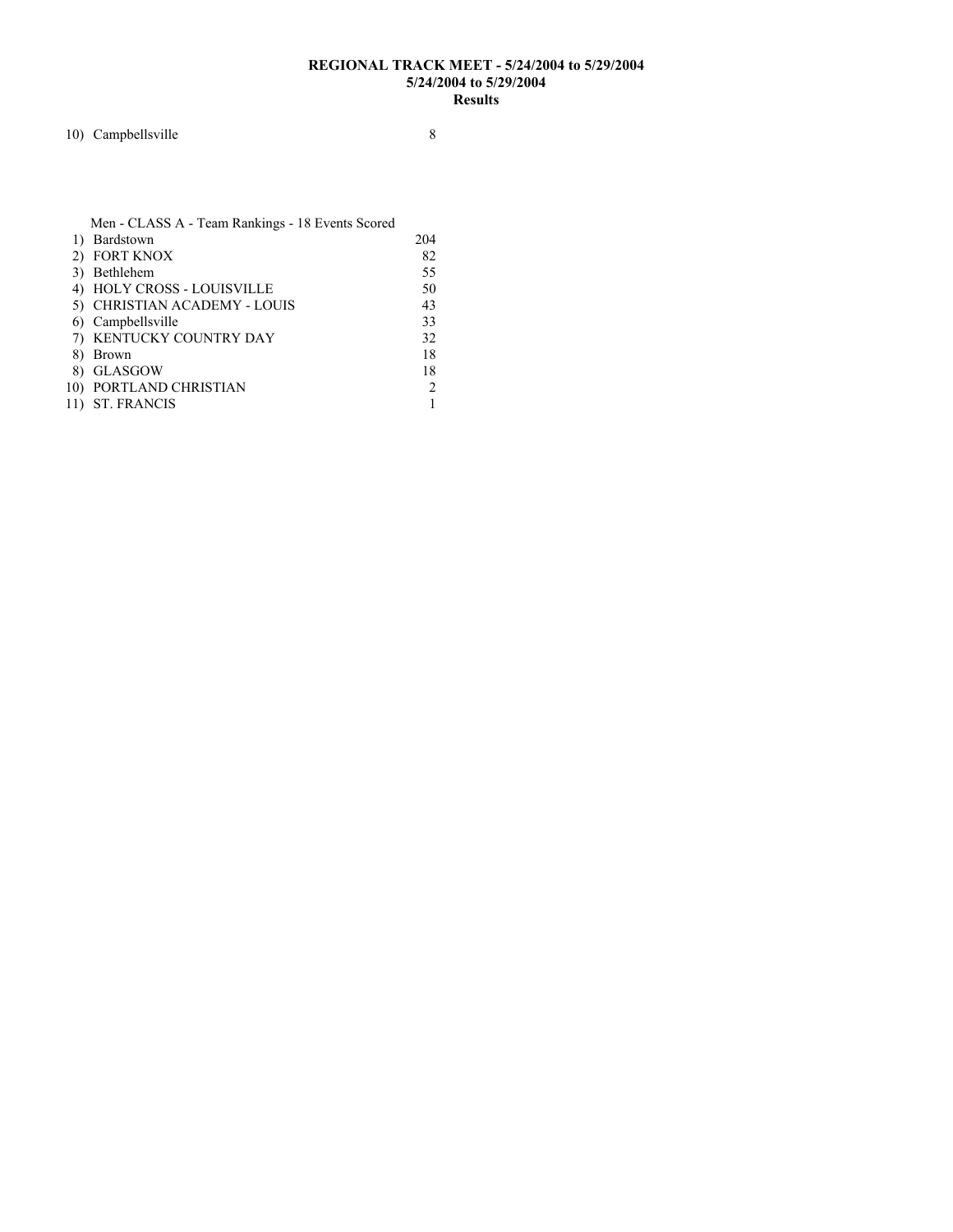10) Campbellsville 8

Men - CLASS A - Team Rankings - 18 Events Scored

| | | |
|---|---|---|
| 1) | Bardstown | 204 |
| 2) | FORT KNOX | 82 |
| 3) | Bethlehem | 55 |
| 4) | HOLY CROSS - LOUISVILLE | 50 |
| 5) | CHRISTIAN ACADEMY - LOUIS | 43 |
| 6) | Campbellsville | 33 |
| 7) | KENTUCKY COUNTRY DAY | 32 |
| 8) | Brown | 18 |
| 8) | GLASGOW | 18 |
| 10) | PORTLAND CHRISTIAN | 2 |
| 11) | ST. FRANCIS | 1 |